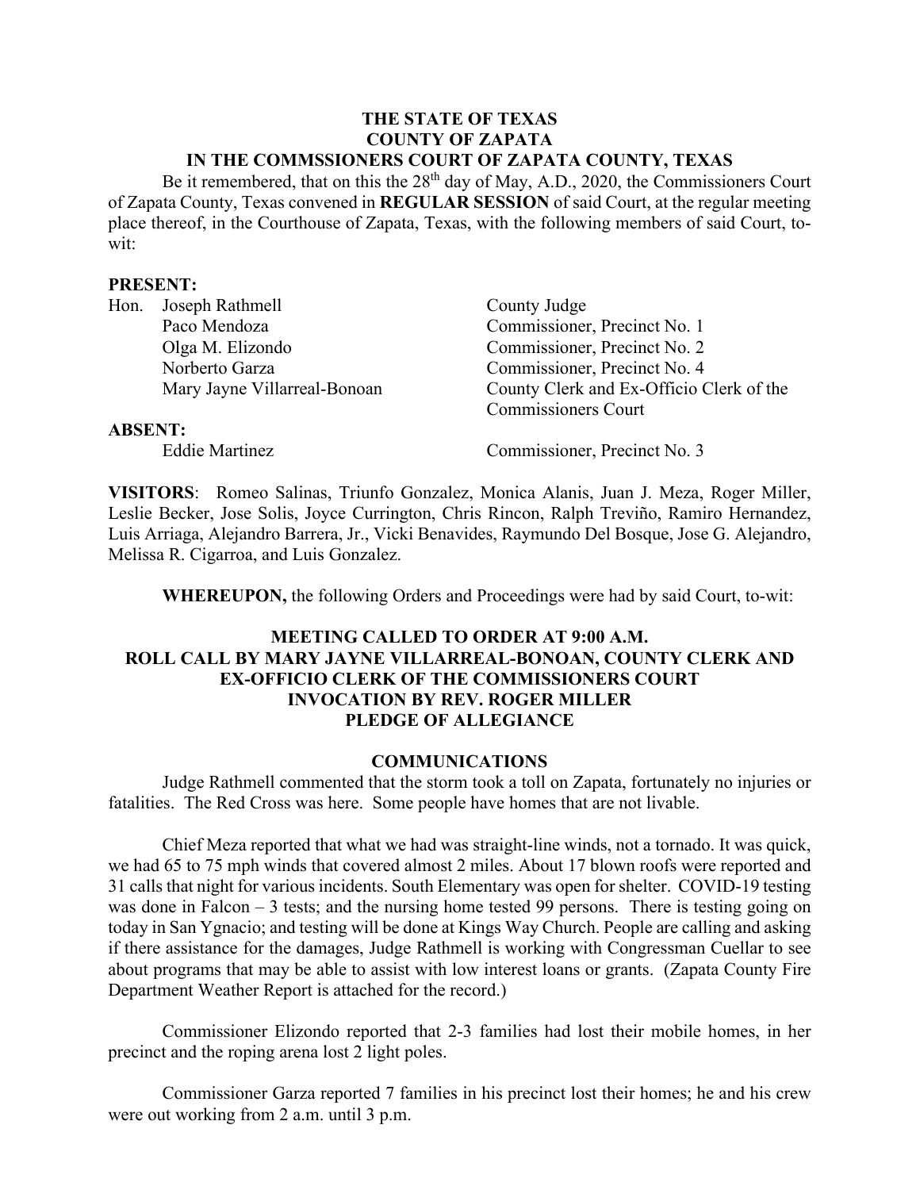**THE STATE OF TEXAS**
**COUNTY OF ZAPATA**
**IN THE COMMSSIONERS COURT OF ZAPATA COUNTY, TEXAS**

Be it remembered, that on this the 28th day of May, A.D., 2020, the Commissioners Court of Zapata County, Texas convened in **REGULAR SESSION** of said Court, at the regular meeting place thereof, in the Courthouse of Zapata, Texas, with the following members of said Court, to-wit:

**PRESENT:**

| | |
|---|---|
| Hon. Joseph Rathmell | County Judge |
| Paco Mendoza | Commissioner, Precinct No. 1 |
| Olga M. Elizondo | Commissioner, Precinct No. 2 |
| Norberto Garza | Commissioner, Precinct No. 4 |
| Mary Jayne Villarreal-Bonoan | County Clerk and Ex-Officio Clerk of the Commissioners Court |

**ABSENT:**

| | |
|---|---|
| Eddie Martinez | Commissioner, Precinct No. 3 |

**VISITORS**: Romeo Salinas, Triunfo Gonzalez, Monica Alanis, Juan J. Meza, Roger Miller, Leslie Becker, Jose Solis, Joyce Currington, Chris Rincon, Ralph Treviño, Ramiro Hernandez, Luis Arriaga, Alejandro Barrera, Jr., Vicki Benavides, Raymundo Del Bosque, Jose G. Alejandro, Melissa R. Cigarroa, and Luis Gonzalez.

**WHEREUPON,** the following Orders and Proceedings were had by said Court, to-wit:

**MEETING CALLED TO ORDER AT 9:00 A.M.**
**ROLL CALL BY MARY JAYNE VILLARREAL-BONOAN, COUNTY CLERK AND EX-OFFICIO CLERK OF THE COMMISSIONERS COURT**
**INVOCATION BY REV. ROGER MILLER**
**PLEDGE OF ALLEGIANCE**

**COMMUNICATIONS**

Judge Rathmell commented that the storm took a toll on Zapata, fortunately no injuries or fatalities. The Red Cross was here. Some people have homes that are not livable.

Chief Meza reported that what we had was straight-line winds, not a tornado. It was quick, we had 65 to 75 mph winds that covered almost 2 miles. About 17 blown roofs were reported and 31 calls that night for various incidents. South Elementary was open for shelter. COVID-19 testing was done in Falcon – 3 tests; and the nursing home tested 99 persons. There is testing going on today in San Ygnacio; and testing will be done at Kings Way Church. People are calling and asking if there assistance for the damages, Judge Rathmell is working with Congressman Cuellar to see about programs that may be able to assist with low interest loans or grants. (Zapata County Fire Department Weather Report is attached for the record.)

Commissioner Elizondo reported that 2-3 families had lost their mobile homes, in her precinct and the roping arena lost 2 light poles.

Commissioner Garza reported 7 families in his precinct lost their homes; he and his crew were out working from 2 a.m. until 3 p.m.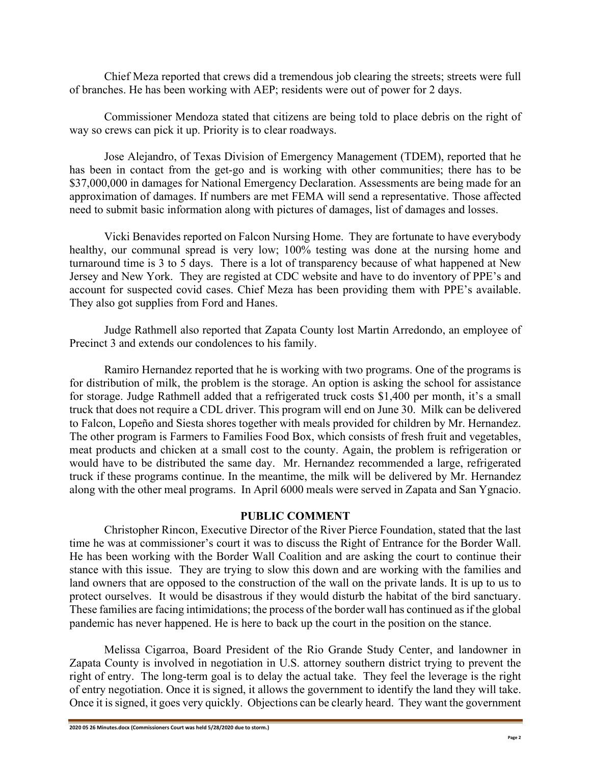Chief Meza reported that crews did a tremendous job clearing the streets; streets were full of branches. He has been working with AEP; residents were out of power for 2 days.

Commissioner Mendoza stated that citizens are being told to place debris on the right of way so crews can pick it up. Priority is to clear roadways.

Jose Alejandro, of Texas Division of Emergency Management (TDEM), reported that he has been in contact from the get-go and is working with other communities; there has to be $37,000,000 in damages for National Emergency Declaration. Assessments are being made for an approximation of damages. If numbers are met FEMA will send a representative. Those affected need to submit basic information along with pictures of damages, list of damages and losses.

Vicki Benavides reported on Falcon Nursing Home. They are fortunate to have everybody healthy, our communal spread is very low; 100% testing was done at the nursing home and turnaround time is 3 to 5 days. There is a lot of transparency because of what happened at New Jersey and New York. They are registed at CDC website and have to do inventory of PPE's and account for suspected covid cases. Chief Meza has been providing them with PPE's available. They also got supplies from Ford and Hanes.

Judge Rathmell also reported that Zapata County lost Martin Arredondo, an employee of Precinct 3 and extends our condolences to his family.

Ramiro Hernandez reported that he is working with two programs. One of the programs is for distribution of milk, the problem is the storage. An option is asking the school for assistance for storage. Judge Rathmell added that a refrigerated truck costs $1,400 per month, it's a small truck that does not require a CDL driver. This program will end on June 30. Milk can be delivered to Falcon, Lopeño and Siesta shores together with meals provided for children by Mr. Hernandez. The other program is Farmers to Families Food Box, which consists of fresh fruit and vegetables, meat products and chicken at a small cost to the county. Again, the problem is refrigeration or would have to be distributed the same day. Mr. Hernandez recommended a large, refrigerated truck if these programs continue. In the meantime, the milk will be delivered by Mr. Hernandez along with the other meal programs. In April 6000 meals were served in Zapata and San Ygnacio.

## PUBLIC COMMENT

Christopher Rincon, Executive Director of the River Pierce Foundation, stated that the last time he was at commissioner's court it was to discuss the Right of Entrance for the Border Wall. He has been working with the Border Wall Coalition and are asking the court to continue their stance with this issue. They are trying to slow this down and are working with the families and land owners that are opposed to the construction of the wall on the private lands. It is up to us to protect ourselves. It would be disastrous if they would disturb the habitat of the bird sanctuary. These families are facing intimidations; the process of the border wall has continued as if the global pandemic has never happened. He is here to back up the court in the position on the stance.

Melissa Cigarroa, Board President of the Rio Grande Study Center, and landowner in Zapata County is involved in negotiation in U.S. attorney southern district trying to prevent the right of entry. The long-term goal is to delay the actual take. They feel the leverage is the right of entry negotiation. Once it is signed, it allows the government to identify the land they will take. Once it is signed, it goes very quickly. Objections can be clearly heard. They want the government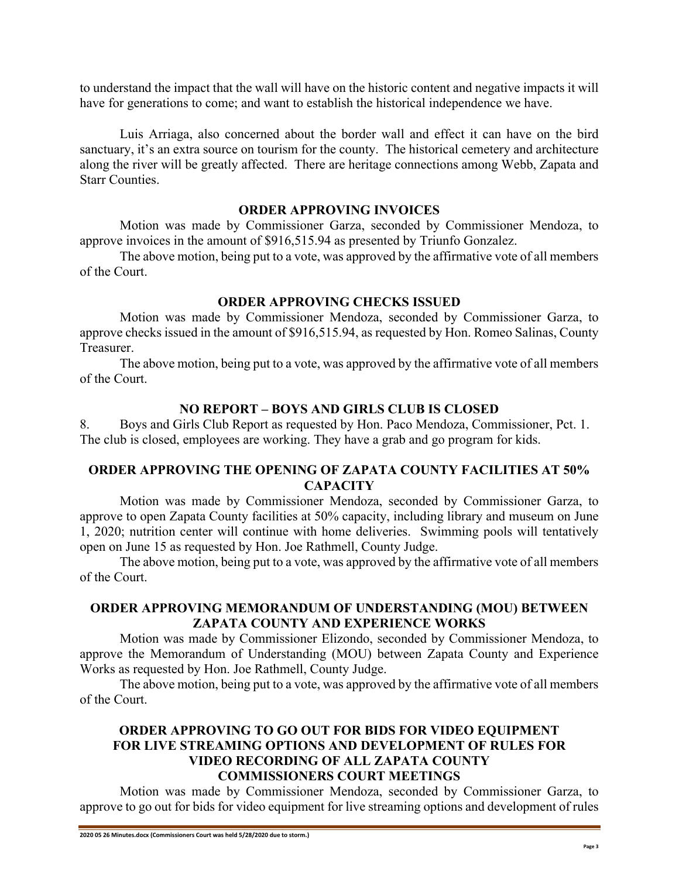to understand the impact that the wall will have on the historic content and negative impacts it will have for generations to come; and want to establish the historical independence we have.

Luis Arriaga, also concerned about the border wall and effect it can have on the bird sanctuary, it's an extra source on tourism for the county. The historical cemetery and architecture along the river will be greatly affected. There are heritage connections among Webb, Zapata and Starr Counties.

**ORDER APPROVING INVOICES**

Motion was made by Commissioner Garza, seconded by Commissioner Mendoza, to approve invoices in the amount of $916,515.94 as presented by Triunfo Gonzalez.

The above motion, being put to a vote, was approved by the affirmative vote of all members of the Court.

**ORDER APPROVING CHECKS ISSUED**

Motion was made by Commissioner Mendoza, seconded by Commissioner Garza, to approve checks issued in the amount of $916,515.94, as requested by Hon. Romeo Salinas, County Treasurer.

The above motion, being put to a vote, was approved by the affirmative vote of all members of the Court.

**NO REPORT – BOYS AND GIRLS CLUB IS CLOSED**

8. Boys and Girls Club Report as requested by Hon. Paco Mendoza, Commissioner, Pct. 1. The club is closed, employees are working. They have a grab and go program for kids.

**ORDER APPROVING THE OPENING OF ZAPATA COUNTY FACILITIES AT 50% CAPACITY**

Motion was made by Commissioner Mendoza, seconded by Commissioner Garza, to approve to open Zapata County facilities at 50% capacity, including library and museum on June 1, 2020; nutrition center will continue with home deliveries. Swimming pools will tentatively open on June 15 as requested by Hon. Joe Rathmell, County Judge.

The above motion, being put to a vote, was approved by the affirmative vote of all members of the Court.

**ORDER APPROVING MEMORANDUM OF UNDERSTANDING (MOU) BETWEEN ZAPATA COUNTY AND EXPERIENCE WORKS**

Motion was made by Commissioner Elizondo, seconded by Commissioner Mendoza, to approve the Memorandum of Understanding (MOU) between Zapata County and Experience Works as requested by Hon. Joe Rathmell, County Judge.

The above motion, being put to a vote, was approved by the affirmative vote of all members of the Court.

**ORDER APPROVING TO GO OUT FOR BIDS FOR VIDEO EQUIPMENT FOR LIVE STREAMING OPTIONS AND DEVELOPMENT OF RULES FOR VIDEO RECORDING OF ALL ZAPATA COUNTY COMMISSIONERS COURT MEETINGS**

Motion was made by Commissioner Mendoza, seconded by Commissioner Garza, to approve to go out for bids for video equipment for live streaming options and development of rules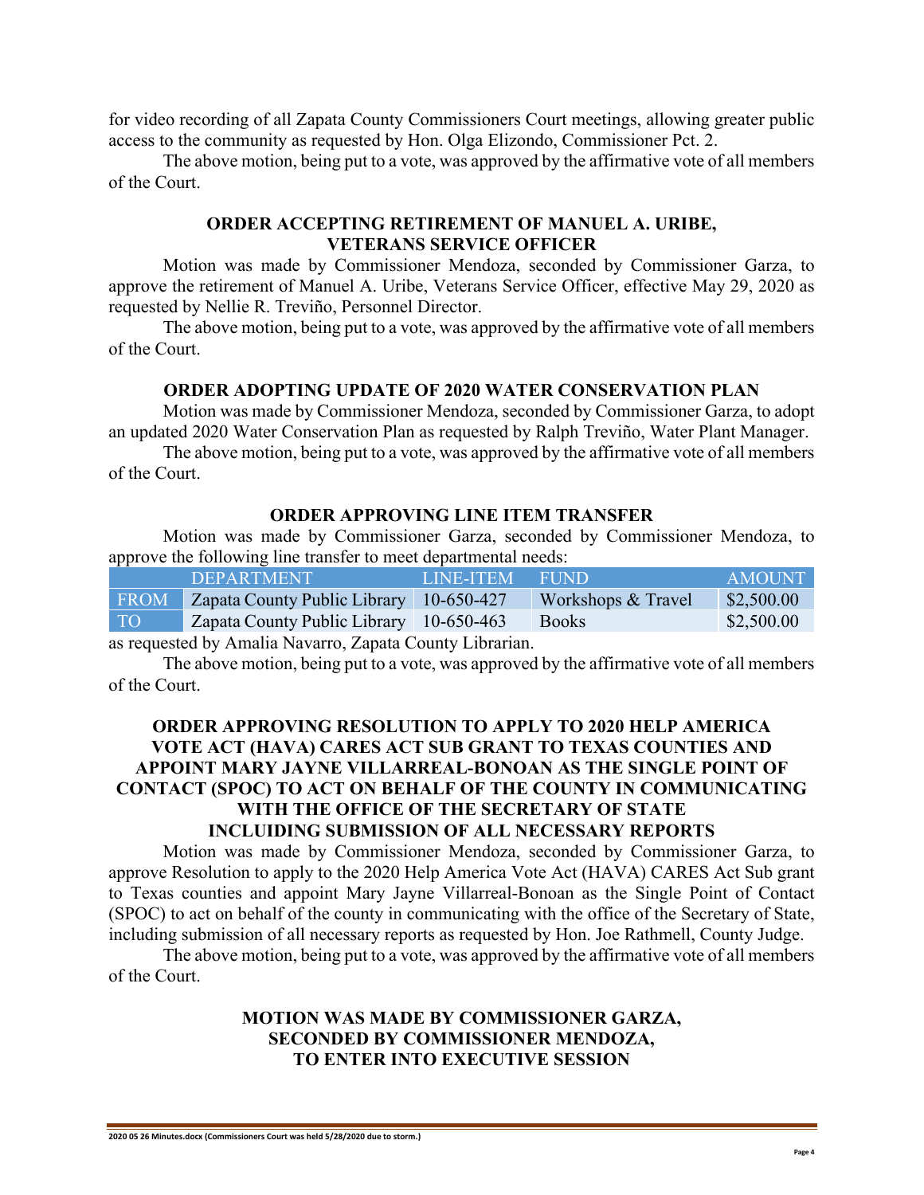for video recording of all Zapata County Commissioners Court meetings, allowing greater public access to the community as requested by Hon. Olga Elizondo, Commissioner Pct. 2.

The above motion, being put to a vote, was approved by the affirmative vote of all members of the Court.

**ORDER ACCEPTING RETIREMENT OF MANUEL A. URIBE, VETERANS SERVICE OFFICER**

Motion was made by Commissioner Mendoza, seconded by Commissioner Garza, to approve the retirement of Manuel A. Uribe, Veterans Service Officer, effective May 29, 2020 as requested by Nellie R. Treviño, Personnel Director.

The above motion, being put to a vote, was approved by the affirmative vote of all members of the Court.

**ORDER ADOPTING UPDATE OF 2020 WATER CONSERVATION PLAN**

Motion was made by Commissioner Mendoza, seconded by Commissioner Garza, to adopt an updated 2020 Water Conservation Plan as requested by Ralph Treviño, Water Plant Manager.

The above motion, being put to a vote, was approved by the affirmative vote of all members of the Court.

**ORDER APPROVING LINE ITEM TRANSFER**

Motion was made by Commissioner Garza, seconded by Commissioner Mendoza, to approve the following line transfer to meet departmental needs:

| | DEPARTMENT | LINE-ITEM | FUND | AMOUNT |
|---|---|---|---|---|
| FROM | Zapata County Public Library | 10-650-427 | Workshops & Travel | $2,500.00 |
| TO | Zapata County Public Library | 10-650-463 | Books | $2,500.00 |

as requested by Amalia Navarro, Zapata County Librarian.

The above motion, being put to a vote, was approved by the affirmative vote of all members of the Court.

**ORDER APPROVING RESOLUTION TO APPLY TO 2020 HELP AMERICA VOTE ACT (HAVA) CARES ACT SUB GRANT TO TEXAS COUNTIES AND APPOINT MARY JAYNE VILLARREAL-BONOAN AS THE SINGLE POINT OF CONTACT (SPOC) TO ACT ON BEHALF OF THE COUNTY IN COMMUNICATING WITH THE OFFICE OF THE SECRETARY OF STATE INCLUIDING SUBMISSION OF ALL NECESSARY REPORTS**

Motion was made by Commissioner Mendoza, seconded by Commissioner Garza, to approve Resolution to apply to the 2020 Help America Vote Act (HAVA) CARES Act Sub grant to Texas counties and appoint Mary Jayne Villarreal-Bonoan as the Single Point of Contact (SPOC) to act on behalf of the county in communicating with the office of the Secretary of State, including submission of all necessary reports as requested by Hon. Joe Rathmell, County Judge.

The above motion, being put to a vote, was approved by the affirmative vote of all members of the Court.

**MOTION WAS MADE BY COMMISSIONER GARZA, SECONDED BY COMMISSIONER MENDOZA, TO ENTER INTO EXECUTIVE SESSION**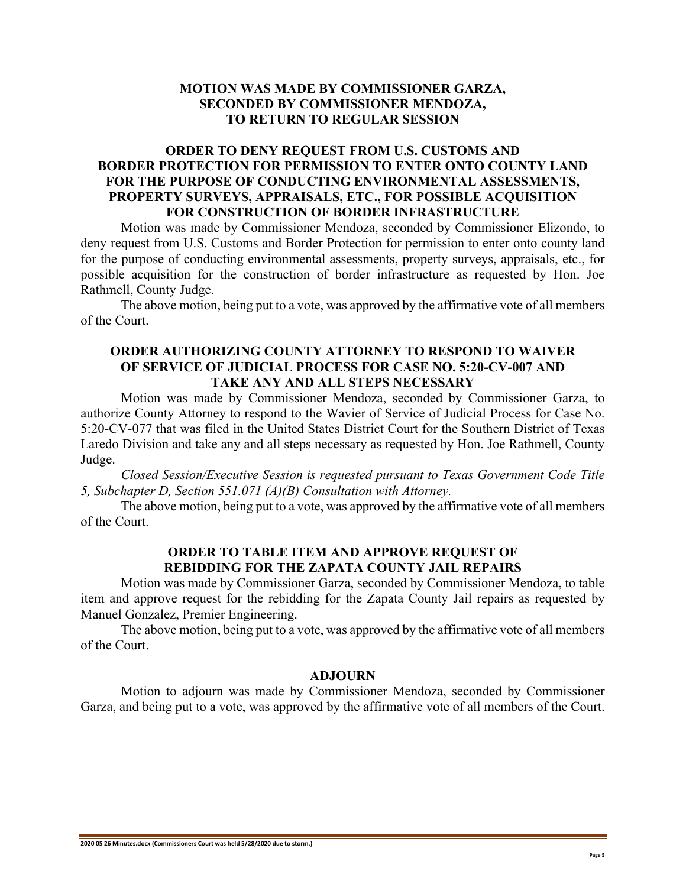**MOTION WAS MADE BY COMMISSIONER GARZA, SECONDED BY COMMISSIONER MENDOZA, TO RETURN TO REGULAR SESSION**

**ORDER TO DENY REQUEST FROM U.S. CUSTOMS AND BORDER PROTECTION FOR PERMISSION TO ENTER ONTO COUNTY LAND FOR THE PURPOSE OF CONDUCTING ENVIRONMENTAL ASSESSMENTS, PROPERTY SURVEYS, APPRAISALS, ETC., FOR POSSIBLE ACQUISITION FOR CONSTRUCTION OF BORDER INFRASTRUCTURE**

Motion was made by Commissioner Mendoza, seconded by Commissioner Elizondo, to deny request from U.S. Customs and Border Protection for permission to enter onto county land for the purpose of conducting environmental assessments, property surveys, appraisals, etc., for possible acquisition for the construction of border infrastructure as requested by Hon. Joe Rathmell, County Judge.

The above motion, being put to a vote, was approved by the affirmative vote of all members of the Court.

**ORDER AUTHORIZING COUNTY ATTORNEY TO RESPOND TO WAIVER OF SERVICE OF JUDICIAL PROCESS FOR CASE NO. 5:20-CV-007 AND TAKE ANY AND ALL STEPS NECESSARY**

Motion was made by Commissioner Mendoza, seconded by Commissioner Garza, to authorize County Attorney to respond to the Wavier of Service of Judicial Process for Case No. 5:20-CV-077 that was filed in the United States District Court for the Southern District of Texas Laredo Division and take any and all steps necessary as requested by Hon. Joe Rathmell, County Judge.

*Closed Session/Executive Session is requested pursuant to Texas Government Code Title 5, Subchapter D, Section 551.071 (A)(B) Consultation with Attorney.*

The above motion, being put to a vote, was approved by the affirmative vote of all members of the Court.

**ORDER TO TABLE ITEM AND APPROVE REQUEST OF REBIDDING FOR THE ZAPATA COUNTY JAIL REPAIRS**

Motion was made by Commissioner Garza, seconded by Commissioner Mendoza, to table item and approve request for the rebidding for the Zapata County Jail repairs as requested by Manuel Gonzalez, Premier Engineering.

The above motion, being put to a vote, was approved by the affirmative vote of all members of the Court.

**ADJOURN**

Motion to adjourn was made by Commissioner Mendoza, seconded by Commissioner Garza, and being put to a vote, was approved by the affirmative vote of all members of the Court.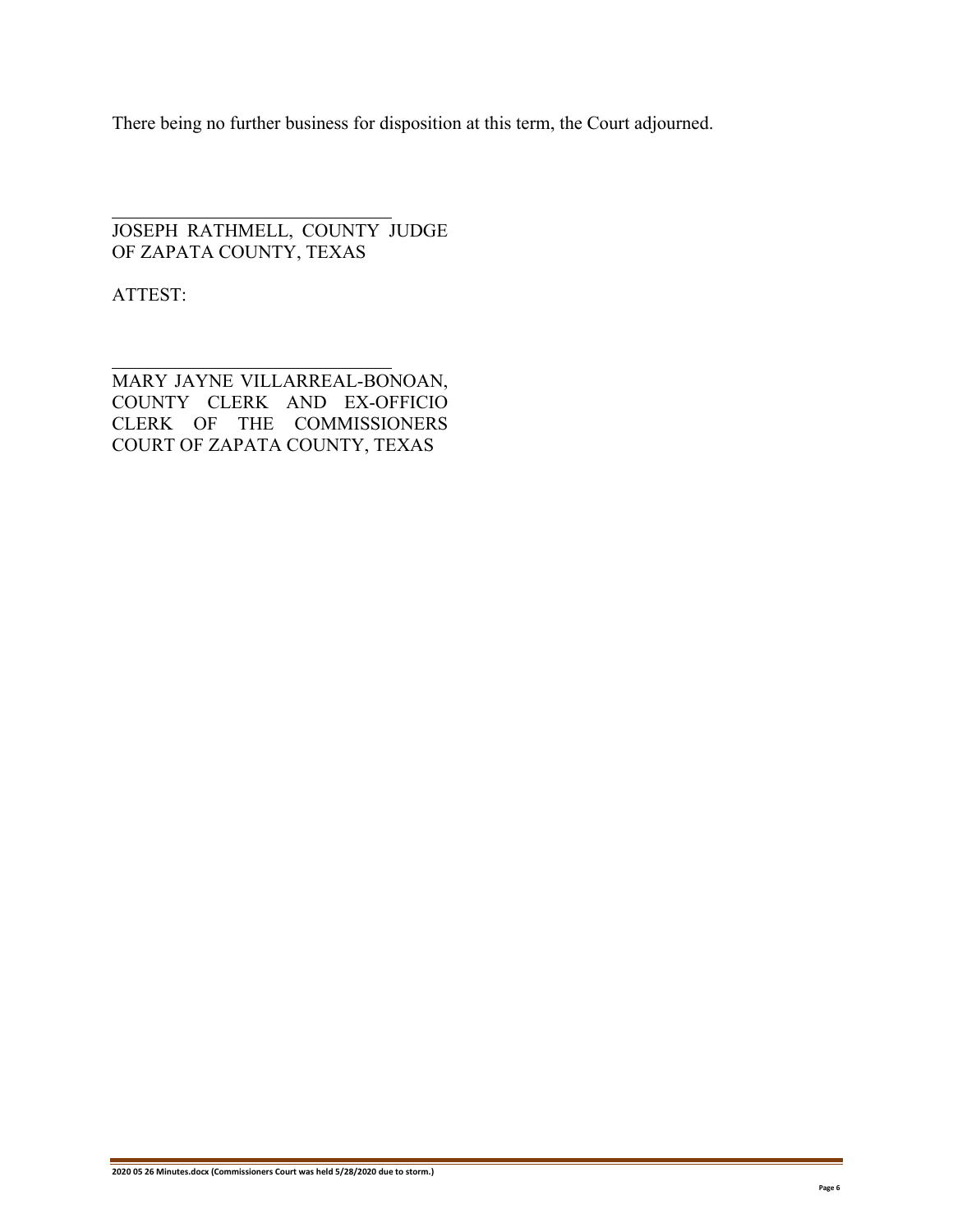There being no further business for disposition at this term, the Court adjourned.

\_\_\_\_\_\_\_\_\_\_\_\_\_\_\_\_\_\_\_\_\_\_\_\_\_\_\_\_\_\_\_\_

JOSEPH RATHMELL, COUNTY JUDGE
OF ZAPATA COUNTY, TEXAS

ATTEST:

\_\_\_\_\_\_\_\_\_\_\_\_\_\_\_\_\_\_\_\_\_\_\_\_\_\_\_\_\_\_\_\_

MARY JAYNE VILLARREAL-BONOAN,
COUNTY CLERK AND EX-OFFICIO
CLERK OF THE COMMISSIONERS
COURT OF ZAPATA COUNTY, TEXAS